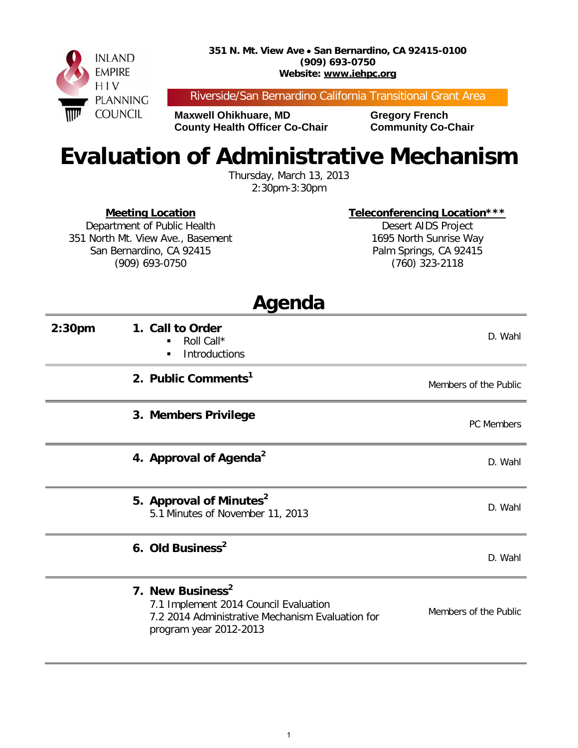INLAND EMPIRE HIV PLANNING COUNCIL

**351 N. Mt. View Ave • San Bernardino, CA 92415-0100**
**(909) 693-0750**
**Website: www.iehpc.org**

Riverside/San Bernardino California Transitional Grant Area

**Maxwell Ohikhuare, MD**
**County Health Officer Co-Chair**

**Gregory French**
**Community Co-Chair**

# Evaluation of Administrative Mechanism

Thursday, March 13, 2013
2:30pm-3:30pm

**Meeting Location**
Department of Public Health
351 North Mt. View Ave., Basement
San Bernardino, CA 92415
(909) 693-0750

**Teleconferencing Location*****
Desert AIDS Project
1695 North Sunrise Way
Palm Springs, CA 92415
(760) 323-2118

## Agenda

| Time | Item | Presenter |
|---|---|---|
| **2:30pm** | **1. Call to Order**<br>▪ Roll Call*<br>▪ Introductions | D. Wahl |
| | **2. Public Comments**[1] | Members of the Public |
| | **3. Members Privilege** | PC Members |
| | **4. Approval of Agenda**[2] | D. Wahl |
| | **5. Approval of Minutes**[2]<br>5.1 Minutes of November 11, 2013 | D. Wahl |
| | **6. Old Business**[2] | D. Wahl |
| | **7. New Business**[2]<br>7.1 Implement 2014 Council Evaluation<br>7.2 2014 Administrative Mechanism Evaluation for program year 2012-2013 | Members of the Public |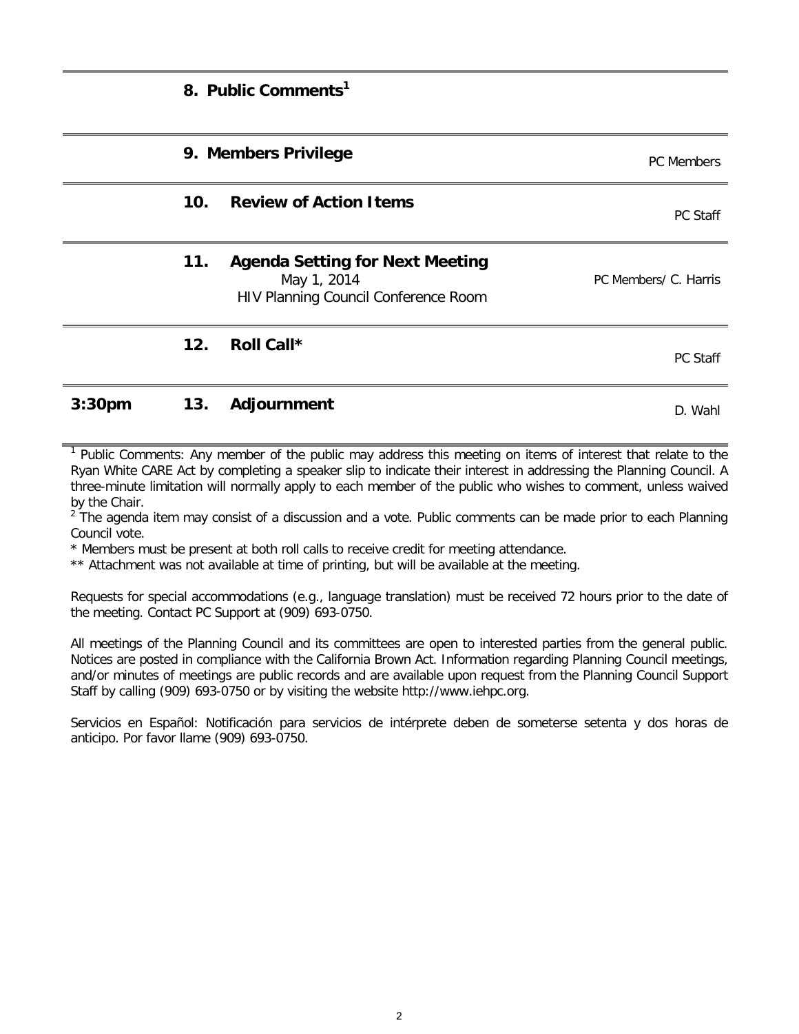| Time | # | Item | Presenter |
|---|---|---|---|
| | 8. | **Public Comments**[1] | |
| | 9. | **Members Privilege** | PC Members |
| | 10. | **Review of Action Items** | PC Staff |
| | 11. | **Agenda Setting for Next Meeting**<br>May 1, 2014<br>HIV Planning Council Conference Room | PC Members/ C. Harris |
| | 12. | **Roll Call*** | PC Staff |
| **3:30pm** | 13. | **Adjournment** | D. Wahl |

[1] Public Comments: Any member of the public may address this meeting on items of interest that relate to the Ryan White CARE Act by completing a speaker slip to indicate their interest in addressing the Planning Council. A three-minute limitation will normally apply to each member of the public who wishes to comment, unless waived by the Chair.

[2] The agenda item may consist of a discussion and a vote. Public comments can be made prior to each Planning Council vote.

\* Members must be present at both roll calls to receive credit for meeting attendance.

\*\* Attachment was not available at time of printing, but will be available at the meeting.

Requests for special accommodations (e.g., language translation) must be received 72 hours prior to the date of the meeting. Contact PC Support at (909) 693-0750.

All meetings of the Planning Council and its committees are open to interested parties from the general public. Notices are posted in compliance with the California Brown Act. Information regarding Planning Council meetings, and/or minutes of meetings are public records and are available upon request from the Planning Council Support Staff by calling (909) 693-0750 or by visiting the website http://www.iehpc.org.

Servicios en Español: Notificación para servicios de intérprete deben de someterse setenta y dos horas de anticipo. Por favor llame (909) 693-0750.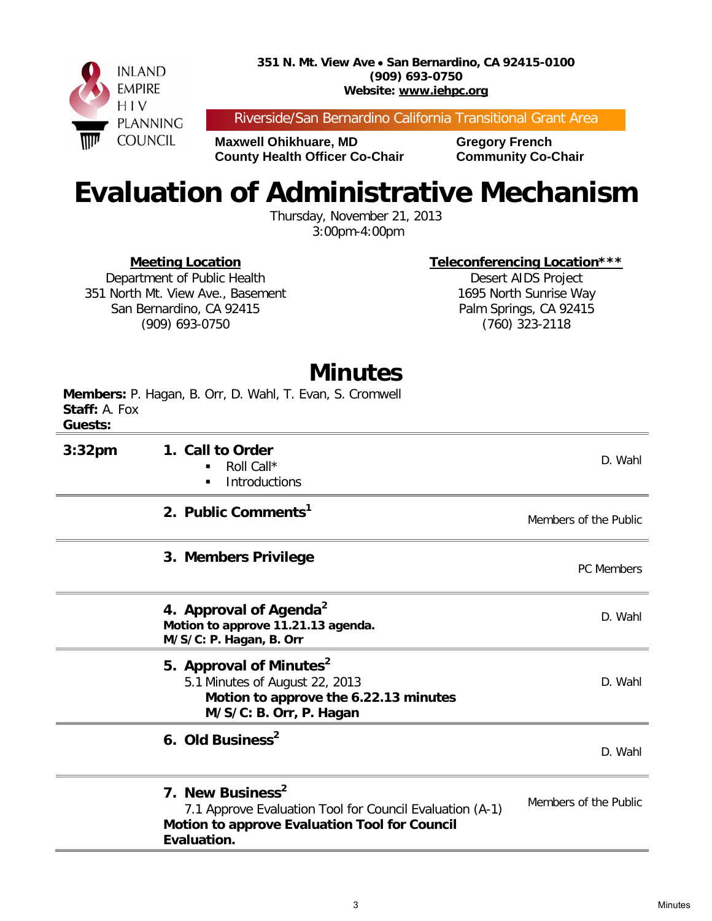INLAND EMPIRE HIV PLANNING COUNCIL

**351 N. Mt. View Ave • San Bernardino, CA 92415-0100**
**(909) 693-0750**
**Website: www.iehpc.org**

Riverside/San Bernardino California Transitional Grant Area

| **Maxwell Ohikhuare, MD** | **Gregory French** |
| --- | --- |
| **County Health Officer Co-Chair** | **Community Co-Chair** |

# Evaluation of Administrative Mechanism

Thursday, November 21, 2013
3:00pm-4:00pm

**Meeting Location**
Department of Public Health
351 North Mt. View Ave., Basement
San Bernardino, CA 92415
(909) 693-0750

**Teleconferencing Location*****
Desert AIDS Project
1695 North Sunrise Way
Palm Springs, CA 92415
(760) 323-2118

# Minutes

**Members:** P. Hagan, B. Orr, D. Wahl, T. Evan, S. Cromwell
**Staff:** A. Fox
**Guests:**

| | | |
| --- | --- | --- |
| **3:32pm** | **1. Call to Order**<br>▪ Roll Call*<br>▪ Introductions | D. Wahl |
| | **2. Public Comments[1]** | Members of the Public |
| | **3. Members Privilege** | PC Members |
| | **4. Approval of Agenda[2]**<br>**Motion to approve 11.21.13 agenda.**<br>**M/S/C: P. Hagan, B. Orr** | D. Wahl |
| | **5. Approval of Minutes[2]**<br>5.1 Minutes of August 22, 2013<br>**Motion to approve the 6.22.13 minutes**<br>**M/S/C: B. Orr, P. Hagan** | D. Wahl |
| | **6. Old Business[2]** | D. Wahl |
| | **7. New Business[2]**<br>7.1 Approve Evaluation Tool for Council Evaluation (A-1)<br>**Motion to approve Evaluation Tool for Council Evaluation.** | Members of the Public |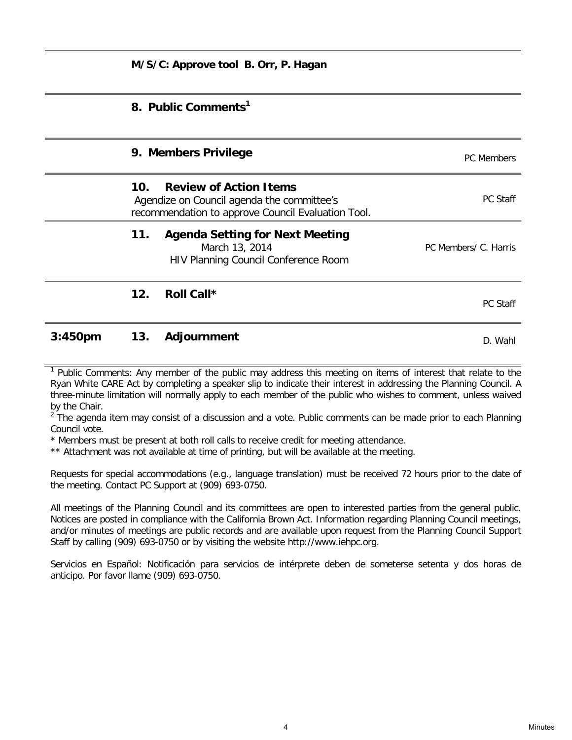**M/S/C: Approve tool B. Orr, P. Hagan**

| | | |
|---|---|---|
| | **8. Public Comments**[1] | |
| | **9. Members Privilege** | PC Members |
| | **10. Review of Action Items**<br>Agendize on Council agenda the committee's recommendation to approve Council Evaluation Tool. | PC Staff |
| | **11. Agenda Setting for Next Meeting**<br>March 13, 2014<br>HIV Planning Council Conference Room | PC Members/ C. Harris |
| | **12. Roll Call***| PC Staff |
| **3:450pm** | **13. Adjournment** | D. Wahl |

[1] Public Comments: Any member of the public may address this meeting on items of interest that relate to the Ryan White CARE Act by completing a speaker slip to indicate their interest in addressing the Planning Council. A three-minute limitation will normally apply to each member of the public who wishes to comment, unless waived by the Chair.

[2] The agenda item may consist of a discussion and a vote. Public comments can be made prior to each Planning Council vote.

* Members must be present at both roll calls to receive credit for meeting attendance.

** Attachment was not available at time of printing, but will be available at the meeting.

Requests for special accommodations (e.g., language translation) must be received 72 hours prior to the date of the meeting. Contact PC Support at (909) 693-0750.

All meetings of the Planning Council and its committees are open to interested parties from the general public. Notices are posted in compliance with the California Brown Act. Information regarding Planning Council meetings, and/or minutes of meetings are public records and are available upon request from the Planning Council Support Staff by calling (909) 693-0750 or by visiting the website http://www.iehpc.org.

Servicios en Español: Notificación para servicios de intérprete deben de someterse setenta y dos horas de anticipo. Por favor llame (909) 693-0750.